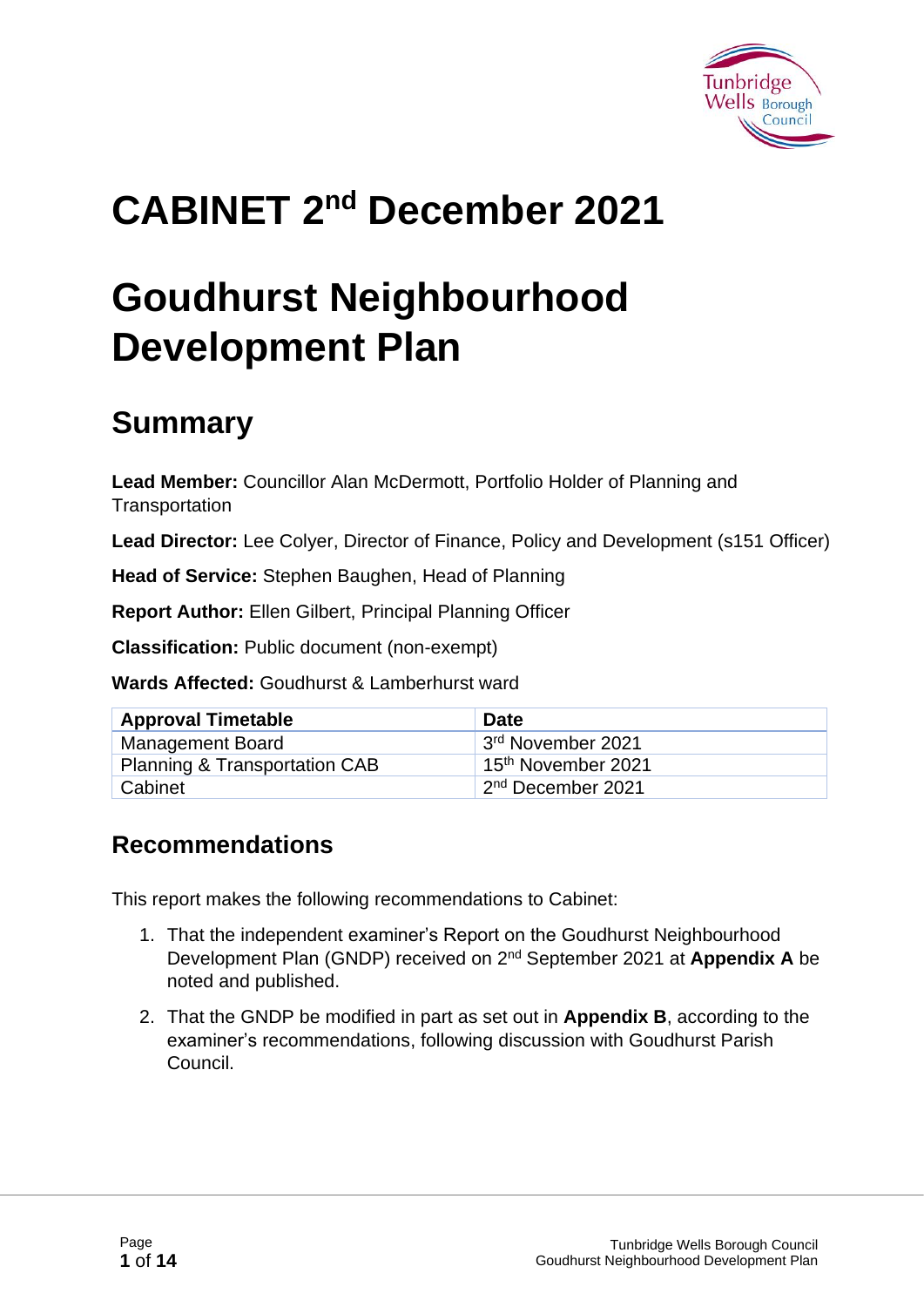# CABINET 2nd December 2021

# Goudhurst Neighbourhood Development Plan

## Summary

**Lead Member:** Councillor Alan McDermott, Portfolio Holder of Planning and Transportation

**Lead Director:** Lee Colyer, Director of Finance, Policy and Development (s151 Officer)

**Head of Service:** Stephen Baughen, Head of Planning

**Report Author:** Ellen Gilbert, Principal Planning Officer

**Classification:** Public document (non-exempt)

**Wards Affected:** Goudhurst & Lamberhurst ward

| Approval Timetable | Date |
| --- | --- |
| Management Board | 3rd November 2021 |
| Planning & Transportation CAB | 15th November 2021 |
| Cabinet | 2nd December 2021 |

### Recommendations

This report makes the following recommendations to Cabinet:

1. That the independent examiner's Report on the Goudhurst Neighbourhood Development Plan (GNDP) received on 2nd September 2021 at **Appendix A** be noted and published.
2. That the GNDP be modified in part as set out in **Appendix B**, according to the examiner's recommendations, following discussion with Goudhurst Parish Council.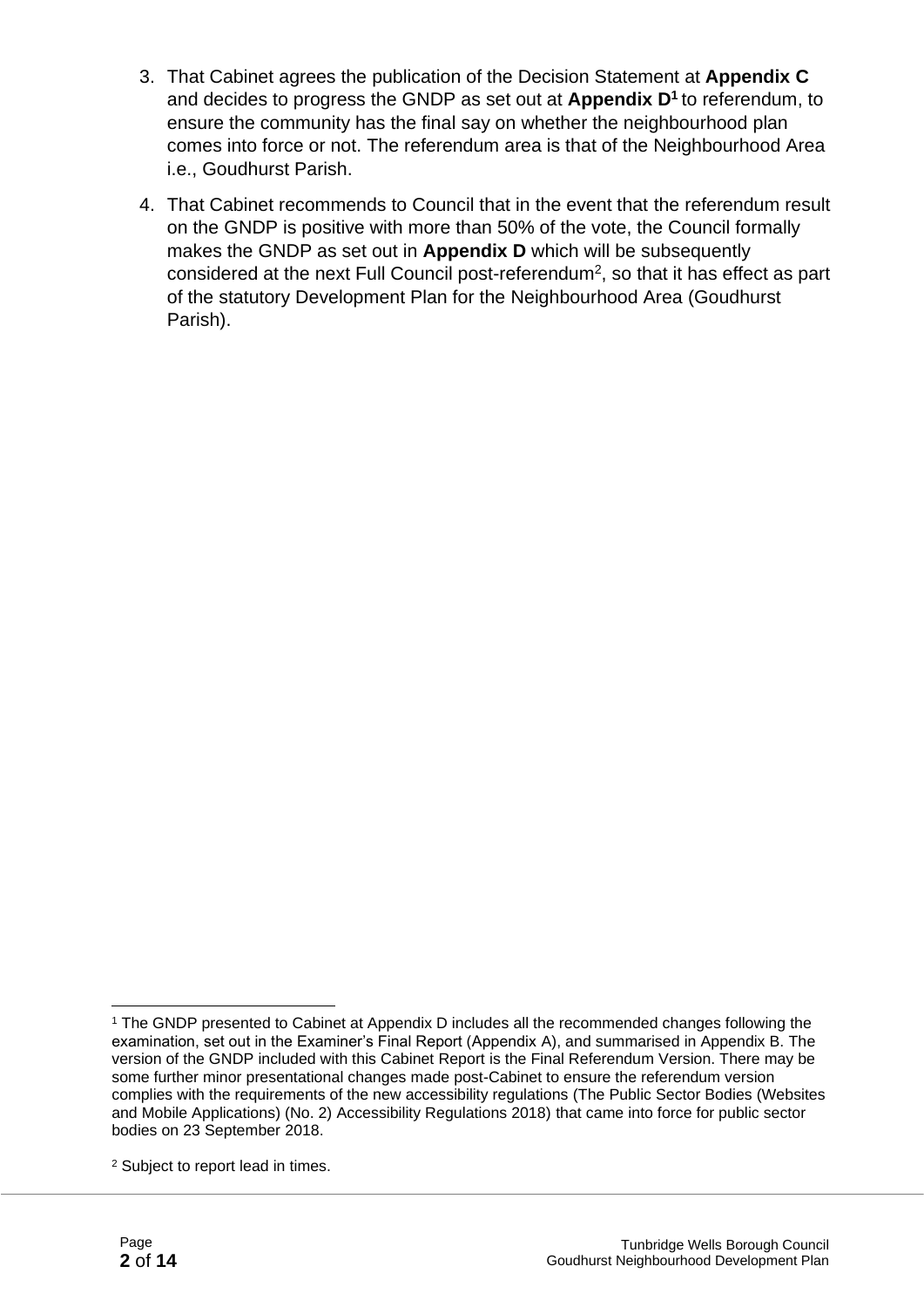3. That Cabinet agrees the publication of the Decision Statement at **Appendix C** and decides to progress the GNDP as set out at **Appendix D**[1] to referendum, to ensure the community has the final say on whether the neighbourhood plan comes into force or not. The referendum area is that of the Neighbourhood Area i.e., Goudhurst Parish.

4. That Cabinet recommends to Council that in the event that the referendum result on the GNDP is positive with more than 50% of the vote, the Council formally makes the GNDP as set out in **Appendix D** which will be subsequently considered at the next Full Council post-referendum[2], so that it has effect as part of the statutory Development Plan for the Neighbourhood Area (Goudhurst Parish).

---

[1] The GNDP presented to Cabinet at Appendix D includes all the recommended changes following the examination, set out in the Examiner's Final Report (Appendix A), and summarised in Appendix B. The version of the GNDP included with this Cabinet Report is the Final Referendum Version. There may be some further minor presentational changes made post-Cabinet to ensure the referendum version complies with the requirements of the new accessibility regulations (The Public Sector Bodies (Websites and Mobile Applications) (No. 2) Accessibility Regulations 2018) that came into force for public sector bodies on 23 September 2018.

[2] Subject to report lead in times.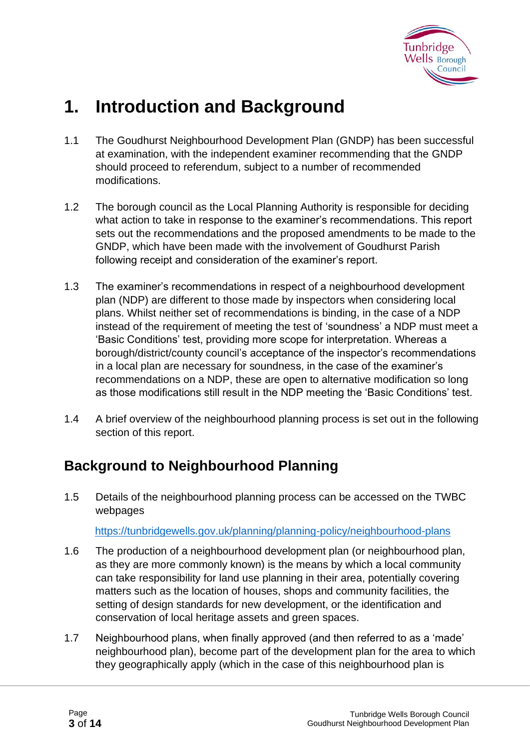# 1. Introduction and Background

1.1 The Goudhurst Neighbourhood Development Plan (GNDP) has been successful at examination, with the independent examiner recommending that the GNDP should proceed to referendum, subject to a number of recommended modifications.

1.2 The borough council as the Local Planning Authority is responsible for deciding what action to take in response to the examiner's recommendations. This report sets out the recommendations and the proposed amendments to be made to the GNDP, which have been made with the involvement of Goudhurst Parish following receipt and consideration of the examiner's report.

1.3 The examiner's recommendations in respect of a neighbourhood development plan (NDP) are different to those made by inspectors when considering local plans. Whilst neither set of recommendations is binding, in the case of a NDP instead of the requirement of meeting the test of 'soundness' a NDP must meet a 'Basic Conditions' test, providing more scope for interpretation. Whereas a borough/district/county council's acceptance of the inspector's recommendations in a local plan are necessary for soundness, in the case of the examiner's recommendations on a NDP, these are open to alternative modification so long as those modifications still result in the NDP meeting the 'Basic Conditions' test.

1.4 A brief overview of the neighbourhood planning process is set out in the following section of this report.

## Background to Neighbourhood Planning

1.5 Details of the neighbourhood planning process can be accessed on the TWBC webpages

https://tunbridgewells.gov.uk/planning/planning-policy/neighbourhood-plans

1.6 The production of a neighbourhood development plan (or neighbourhood plan, as they are more commonly known) is the means by which a local community can take responsibility for land use planning in their area, potentially covering matters such as the location of houses, shops and community facilities, the setting of design standards for new development, or the identification and conservation of local heritage assets and green spaces.

1.7 Neighbourhood plans, when finally approved (and then referred to as a 'made' neighbourhood plan), become part of the development plan for the area to which they geographically apply (which in the case of this neighbourhood plan is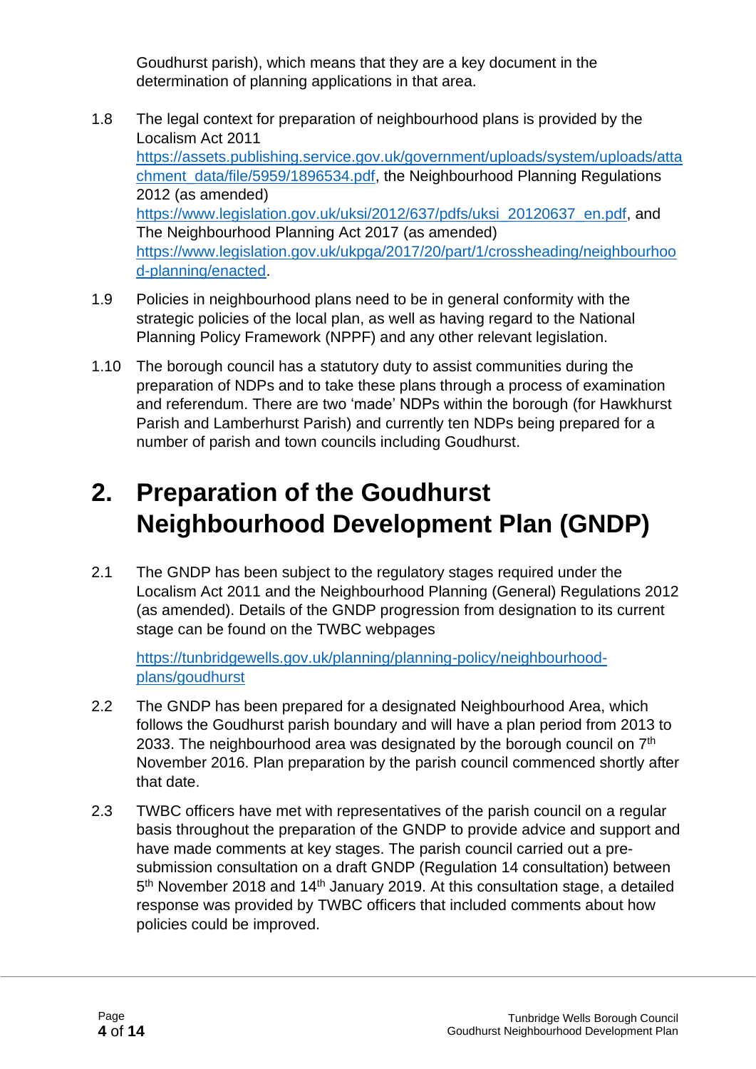Goudhurst parish), which means that they are a key document in the determination of planning applications in that area.

1.8 The legal context for preparation of neighbourhood plans is provided by the Localism Act 2011 https://assets.publishing.service.gov.uk/government/uploads/system/uploads/attachment_data/file/5959/1896534.pdf, the Neighbourhood Planning Regulations 2012 (as amended) https://www.legislation.gov.uk/uksi/2012/637/pdfs/uksi_20120637_en.pdf, and The Neighbourhood Planning Act 2017 (as amended) https://www.legislation.gov.uk/ukpga/2017/20/part/1/crossheading/neighbourhood-planning/enacted.

1.9 Policies in neighbourhood plans need to be in general conformity with the strategic policies of the local plan, as well as having regard to the National Planning Policy Framework (NPPF) and any other relevant legislation.

1.10 The borough council has a statutory duty to assist communities during the preparation of NDPs and to take these plans through a process of examination and referendum. There are two 'made' NDPs within the borough (for Hawkhurst Parish and Lamberhurst Parish) and currently ten NDPs being prepared for a number of parish and town councils including Goudhurst.

# 2. Preparation of the Goudhurst Neighbourhood Development Plan (GNDP)

2.1 The GNDP has been subject to the regulatory stages required under the Localism Act 2011 and the Neighbourhood Planning (General) Regulations 2012 (as amended). Details of the GNDP progression from designation to its current stage can be found on the TWBC webpages

https://tunbridgewells.gov.uk/planning/planning-policy/neighbourhood-plans/goudhurst

2.2 The GNDP has been prepared for a designated Neighbourhood Area, which follows the Goudhurst parish boundary and will have a plan period from 2013 to 2033. The neighbourhood area was designated by the borough council on 7th November 2016. Plan preparation by the parish council commenced shortly after that date.

2.3 TWBC officers have met with representatives of the parish council on a regular basis throughout the preparation of the GNDP to provide advice and support and have made comments at key stages. The parish council carried out a pre-submission consultation on a draft GNDP (Regulation 14 consultation) between 5th November 2018 and 14th January 2019. At this consultation stage, a detailed response was provided by TWBC officers that included comments about how policies could be improved.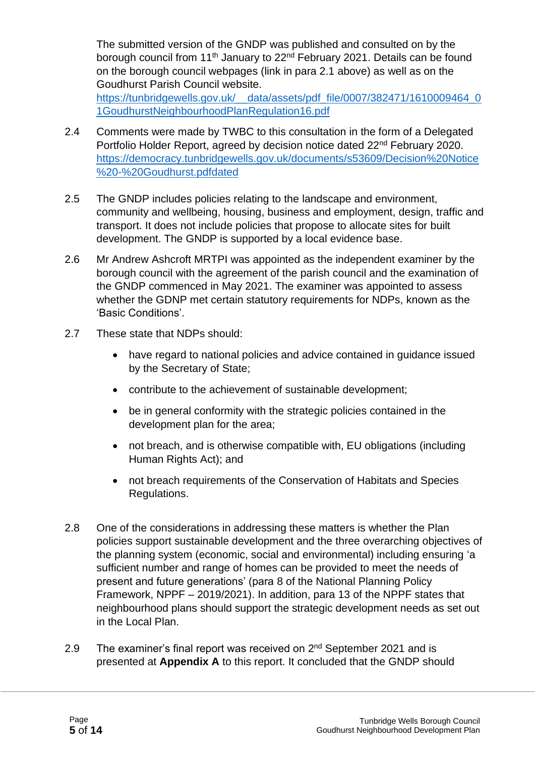The submitted version of the GNDP was published and consulted on by the borough council from 11th January to 22nd February 2021. Details can be found on the borough council webpages (link in para 2.1 above) as well as on the Goudhurst Parish Council website.
https://tunbridgewells.gov.uk/__data/assets/pdf_file/0007/382471/1610009464_01GoudhurstNeighbourhoodPlanRegulation16.pdf

2.4 Comments were made by TWBC to this consultation in the form of a Delegated Portfolio Holder Report, agreed by decision notice dated 22nd February 2020. https://democracy.tunbridgewells.gov.uk/documents/s53609/Decision%20Notice%20-%20Goudhurst.pdfdated

2.5 The GNDP includes policies relating to the landscape and environment, community and wellbeing, housing, business and employment, design, traffic and transport. It does not include policies that propose to allocate sites for built development. The GNDP is supported by a local evidence base.

2.6 Mr Andrew Ashcroft MRTPI was appointed as the independent examiner by the borough council with the agreement of the parish council and the examination of the GNDP commenced in May 2021. The examiner was appointed to assess whether the GDNP met certain statutory requirements for NDPs, known as the 'Basic Conditions'.

2.7 These state that NDPs should:

- have regard to national policies and advice contained in guidance issued by the Secretary of State;
- contribute to the achievement of sustainable development;
- be in general conformity with the strategic policies contained in the development plan for the area;
- not breach, and is otherwise compatible with, EU obligations (including Human Rights Act); and
- not breach requirements of the Conservation of Habitats and Species Regulations.

2.8 One of the considerations in addressing these matters is whether the Plan policies support sustainable development and the three overarching objectives of the planning system (economic, social and environmental) including ensuring 'a sufficient number and range of homes can be provided to meet the needs of present and future generations' (para 8 of the National Planning Policy Framework, NPPF – 2019/2021). In addition, para 13 of the NPPF states that neighbourhood plans should support the strategic development needs as set out in the Local Plan.

2.9 The examiner's final report was received on 2nd September 2021 and is presented at **Appendix A** to this report. It concluded that the GNDP should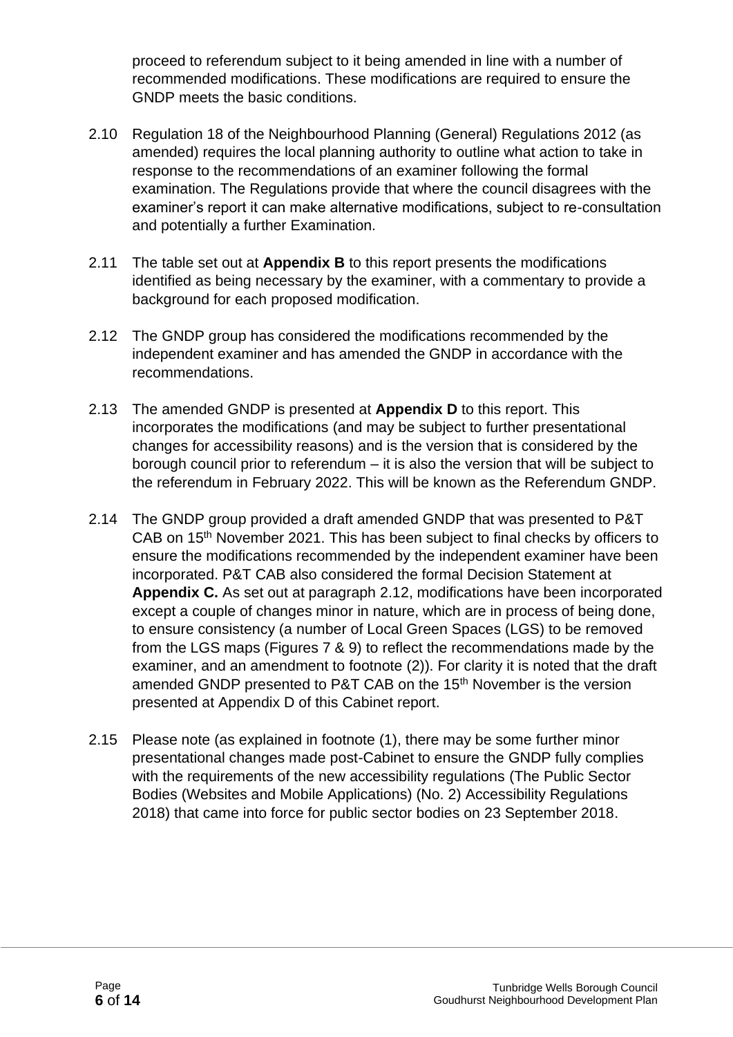proceed to referendum subject to it being amended in line with a number of recommended modifications. These modifications are required to ensure the GNDP meets the basic conditions.

2.10 Regulation 18 of the Neighbourhood Planning (General) Regulations 2012 (as amended) requires the local planning authority to outline what action to take in response to the recommendations of an examiner following the formal examination. The Regulations provide that where the council disagrees with the examiner's report it can make alternative modifications, subject to re-consultation and potentially a further Examination.

2.11 The table set out at **Appendix B** to this report presents the modifications identified as being necessary by the examiner, with a commentary to provide a background for each proposed modification.

2.12 The GNDP group has considered the modifications recommended by the independent examiner and has amended the GNDP in accordance with the recommendations.

2.13 The amended GNDP is presented at **Appendix D** to this report. This incorporates the modifications (and may be subject to further presentational changes for accessibility reasons) and is the version that is considered by the borough council prior to referendum – it is also the version that will be subject to the referendum in February 2022. This will be known as the Referendum GNDP.

2.14 The GNDP group provided a draft amended GNDP that was presented to P&T CAB on 15th November 2021. This has been subject to final checks by officers to ensure the modifications recommended by the independent examiner have been incorporated. P&T CAB also considered the formal Decision Statement at **Appendix C.** As set out at paragraph 2.12, modifications have been incorporated except a couple of changes minor in nature, which are in process of being done, to ensure consistency (a number of Local Green Spaces (LGS) to be removed from the LGS maps (Figures 7 & 9) to reflect the recommendations made by the examiner, and an amendment to footnote (2)). For clarity it is noted that the draft amended GNDP presented to P&T CAB on the 15th November is the version presented at Appendix D of this Cabinet report.

2.15 Please note (as explained in footnote (1), there may be some further minor presentational changes made post-Cabinet to ensure the GNDP fully complies with the requirements of the new accessibility regulations (The Public Sector Bodies (Websites and Mobile Applications) (No. 2) Accessibility Regulations 2018) that came into force for public sector bodies on 23 September 2018.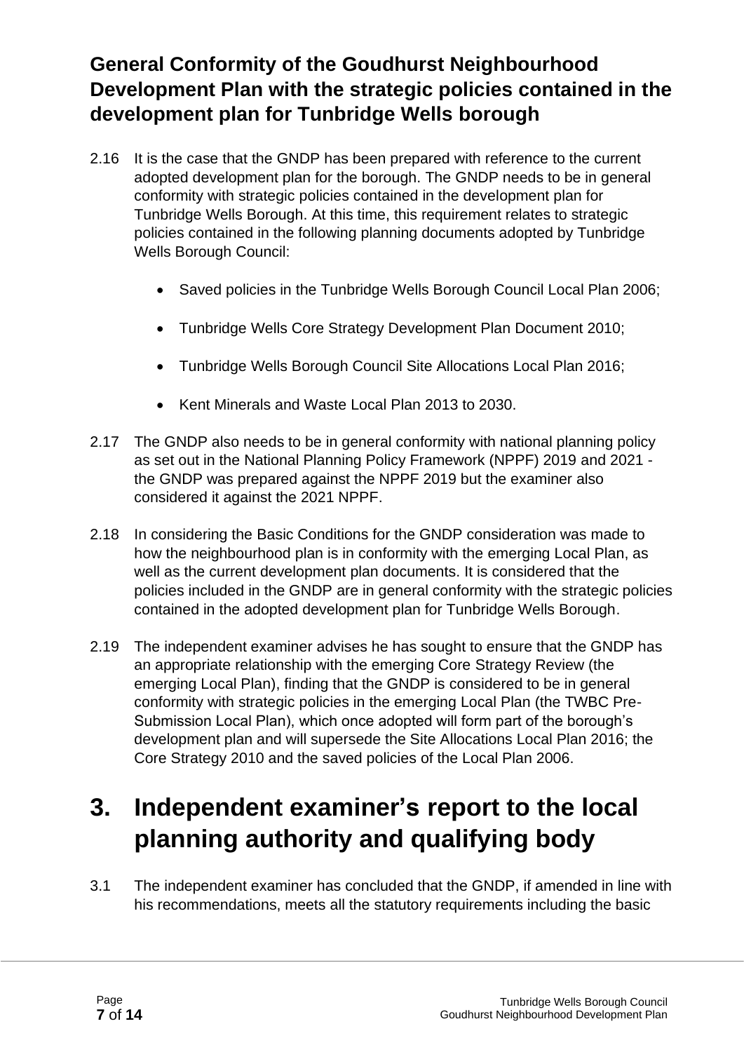## General Conformity of the Goudhurst Neighbourhood Development Plan with the strategic policies contained in the development plan for Tunbridge Wells borough

2.16 It is the case that the GNDP has been prepared with reference to the current adopted development plan for the borough. The GNDP needs to be in general conformity with strategic policies contained in the development plan for Tunbridge Wells Borough. At this time, this requirement relates to strategic policies contained in the following planning documents adopted by Tunbridge Wells Borough Council:

- Saved policies in the Tunbridge Wells Borough Council Local Plan 2006;
- Tunbridge Wells Core Strategy Development Plan Document 2010;
- Tunbridge Wells Borough Council Site Allocations Local Plan 2016;
- Kent Minerals and Waste Local Plan 2013 to 2030.

2.17 The GNDP also needs to be in general conformity with national planning policy as set out in the National Planning Policy Framework (NPPF) 2019 and 2021 - the GNDP was prepared against the NPPF 2019 but the examiner also considered it against the 2021 NPPF.

2.18 In considering the Basic Conditions for the GNDP consideration was made to how the neighbourhood plan is in conformity with the emerging Local Plan, as well as the current development plan documents. It is considered that the policies included in the GNDP are in general conformity with the strategic policies contained in the adopted development plan for Tunbridge Wells Borough.

2.19 The independent examiner advises he has sought to ensure that the GNDP has an appropriate relationship with the emerging Core Strategy Review (the emerging Local Plan), finding that the GNDP is considered to be in general conformity with strategic policies in the emerging Local Plan (the TWBC Pre-Submission Local Plan), which once adopted will form part of the borough's development plan and will supersede the Site Allocations Local Plan 2016; the Core Strategy 2010 and the saved policies of the Local Plan 2006.

# 3. Independent examiner's report to the local planning authority and qualifying body

3.1 The independent examiner has concluded that the GNDP, if amended in line with his recommendations, meets all the statutory requirements including the basic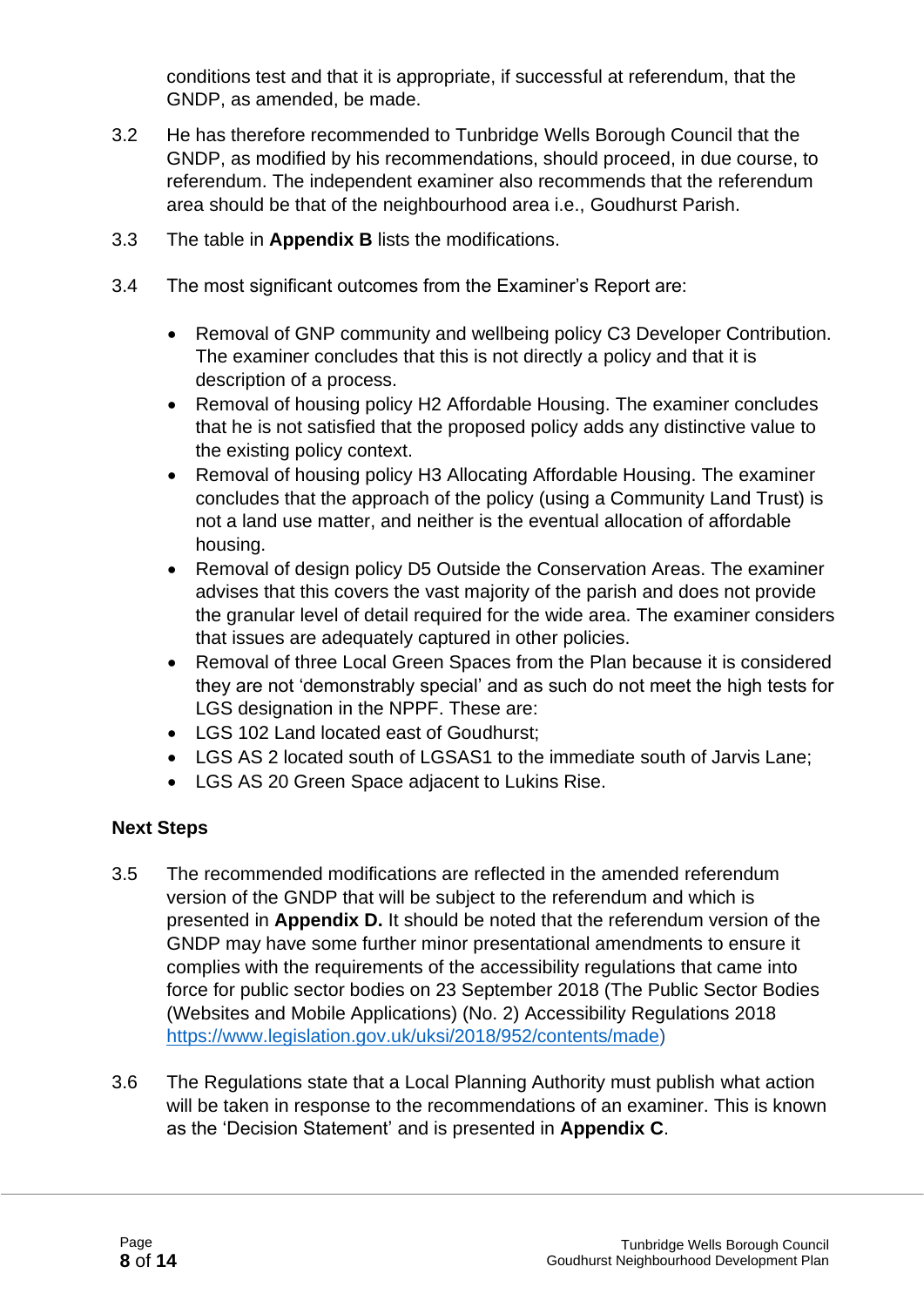conditions test and that it is appropriate, if successful at referendum, that the GNDP, as amended, be made.

3.2 He has therefore recommended to Tunbridge Wells Borough Council that the GNDP, as modified by his recommendations, should proceed, in due course, to referendum. The independent examiner also recommends that the referendum area should be that of the neighbourhood area i.e., Goudhurst Parish.

3.3 The table in **Appendix B** lists the modifications.

3.4 The most significant outcomes from the Examiner's Report are:

- Removal of GNP community and wellbeing policy C3 Developer Contribution. The examiner concludes that this is not directly a policy and that it is description of a process.
- Removal of housing policy H2 Affordable Housing. The examiner concludes that he is not satisfied that the proposed policy adds any distinctive value to the existing policy context.
- Removal of housing policy H3 Allocating Affordable Housing. The examiner concludes that the approach of the policy (using a Community Land Trust) is not a land use matter, and neither is the eventual allocation of affordable housing.
- Removal of design policy D5 Outside the Conservation Areas. The examiner advises that this covers the vast majority of the parish and does not provide the granular level of detail required for the wide area. The examiner considers that issues are adequately captured in other policies.
- Removal of three Local Green Spaces from the Plan because it is considered they are not 'demonstrably special' and as such do not meet the high tests for LGS designation in the NPPF. These are:
- LGS 102 Land located east of Goudhurst;
- LGS AS 2 located south of LGSAS1 to the immediate south of Jarvis Lane;
- LGS AS 20 Green Space adjacent to Lukins Rise.

**Next Steps**

3.5 The recommended modifications are reflected in the amended referendum version of the GNDP that will be subject to the referendum and which is presented in **Appendix D.** It should be noted that the referendum version of the GNDP may have some further minor presentational amendments to ensure it complies with the requirements of the accessibility regulations that came into force for public sector bodies on 23 September 2018 (The Public Sector Bodies (Websites and Mobile Applications) (No. 2) Accessibility Regulations 2018 https://www.legislation.gov.uk/uksi/2018/952/contents/made)

3.6 The Regulations state that a Local Planning Authority must publish what action will be taken in response to the recommendations of an examiner. This is known as the 'Decision Statement' and is presented in **Appendix C**.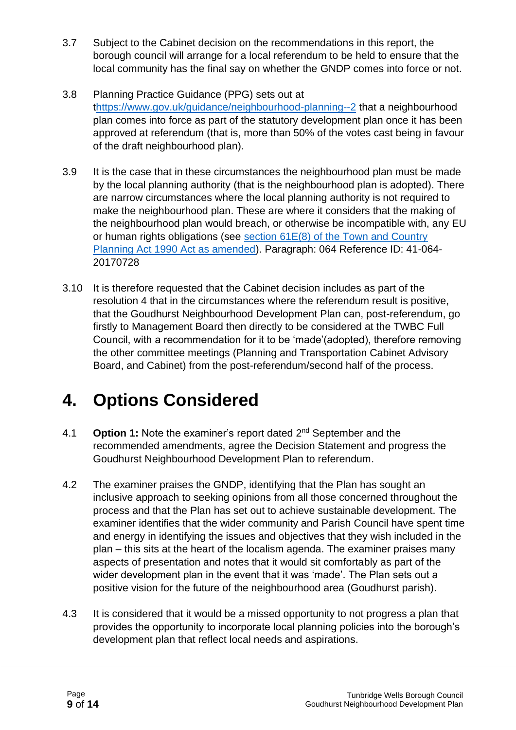3.7 Subject to the Cabinet decision on the recommendations in this report, the borough council will arrange for a local referendum to be held to ensure that the local community has the final say on whether the GNDP comes into force or not.

3.8 Planning Practice Guidance (PPG) sets out at thttps://www.gov.uk/guidance/neighbourhood-planning--2 that a neighbourhood plan comes into force as part of the statutory development plan once it has been approved at referendum (that is, more than 50% of the votes cast being in favour of the draft neighbourhood plan).

3.9 It is the case that in these circumstances the neighbourhood plan must be made by the local planning authority (that is the neighbourhood plan is adopted). There are narrow circumstances where the local planning authority is not required to make the neighbourhood plan. These are where it considers that the making of the neighbourhood plan would breach, or otherwise be incompatible with, any EU or human rights obligations (see section 61E(8) of the Town and Country Planning Act 1990 Act as amended). Paragraph: 064 Reference ID: 41-064-20170728

3.10 It is therefore requested that the Cabinet decision includes as part of the resolution 4 that in the circumstances where the referendum result is positive, that the Goudhurst Neighbourhood Development Plan can, post-referendum, go firstly to Management Board then directly to be considered at the TWBC Full Council, with a recommendation for it to be 'made'(adopted), therefore removing the other committee meetings (Planning and Transportation Cabinet Advisory Board, and Cabinet) from the post-referendum/second half of the process.

# 4. Options Considered

4.1 **Option 1:** Note the examiner's report dated 2nd September and the recommended amendments, agree the Decision Statement and progress the Goudhurst Neighbourhood Development Plan to referendum.

4.2 The examiner praises the GNDP, identifying that the Plan has sought an inclusive approach to seeking opinions from all those concerned throughout the process and that the Plan has set out to achieve sustainable development. The examiner identifies that the wider community and Parish Council have spent time and energy in identifying the issues and objectives that they wish included in the plan – this sits at the heart of the localism agenda. The examiner praises many aspects of presentation and notes that it would sit comfortably as part of the wider development plan in the event that it was 'made'. The Plan sets out a positive vision for the future of the neighbourhood area (Goudhurst parish).

4.3 It is considered that it would be a missed opportunity to not progress a plan that provides the opportunity to incorporate local planning policies into the borough's development plan that reflect local needs and aspirations.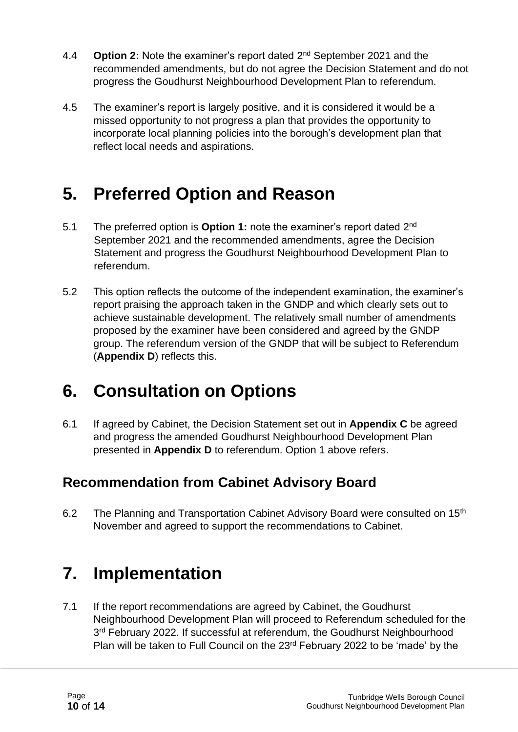4.4 **Option 2:** Note the examiner's report dated 2nd September 2021 and the recommended amendments, but do not agree the Decision Statement and do not progress the Goudhurst Neighbourhood Development Plan to referendum.

4.5 The examiner's report is largely positive, and it is considered it would be a missed opportunity to not progress a plan that provides the opportunity to incorporate local planning policies into the borough's development plan that reflect local needs and aspirations.

# 5. Preferred Option and Reason

5.1 The preferred option is **Option 1:** note the examiner's report dated 2nd September 2021 and the recommended amendments, agree the Decision Statement and progress the Goudhurst Neighbourhood Development Plan to referendum.

5.2 This option reflects the outcome of the independent examination, the examiner's report praising the approach taken in the GNDP and which clearly sets out to achieve sustainable development. The relatively small number of amendments proposed by the examiner have been considered and agreed by the GNDP group. The referendum version of the GNDP that will be subject to Referendum (**Appendix D**) reflects this.

# 6. Consultation on Options

6.1 If agreed by Cabinet, the Decision Statement set out in **Appendix C** be agreed and progress the amended Goudhurst Neighbourhood Development Plan presented in **Appendix D** to referendum. Option 1 above refers.

## Recommendation from Cabinet Advisory Board

6.2 The Planning and Transportation Cabinet Advisory Board were consulted on 15th November and agreed to support the recommendations to Cabinet.

# 7. Implementation

7.1 If the report recommendations are agreed by Cabinet, the Goudhurst Neighbourhood Development Plan will proceed to Referendum scheduled for the 3rd February 2022. If successful at referendum, the Goudhurst Neighbourhood Plan will be taken to Full Council on the 23rd February 2022 to be 'made' by the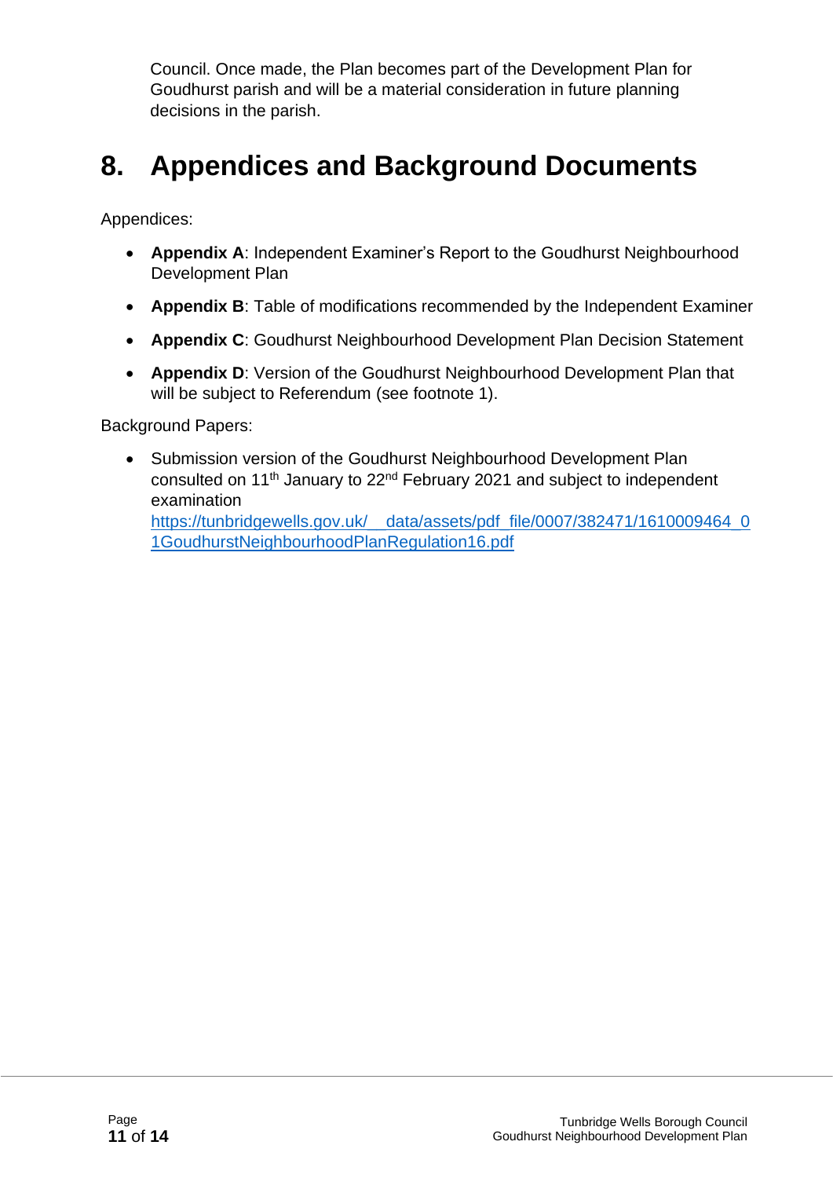Council. Once made, the Plan becomes part of the Development Plan for Goudhurst parish and will be a material consideration in future planning decisions in the parish.

# 8. Appendices and Background Documents

Appendices:

- **Appendix A**: Independent Examiner's Report to the Goudhurst Neighbourhood Development Plan
- **Appendix B**: Table of modifications recommended by the Independent Examiner
- **Appendix C**: Goudhurst Neighbourhood Development Plan Decision Statement
- **Appendix D**: Version of the Goudhurst Neighbourhood Development Plan that will be subject to Referendum (see footnote 1).

Background Papers:

- Submission version of the Goudhurst Neighbourhood Development Plan consulted on 11th January to 22nd February 2021 and subject to independent examination
  https://tunbridgewells.gov.uk/__data/assets/pdf_file/0007/382471/1610009464_01GoudhurstNeighbourhoodPlanRegulation16.pdf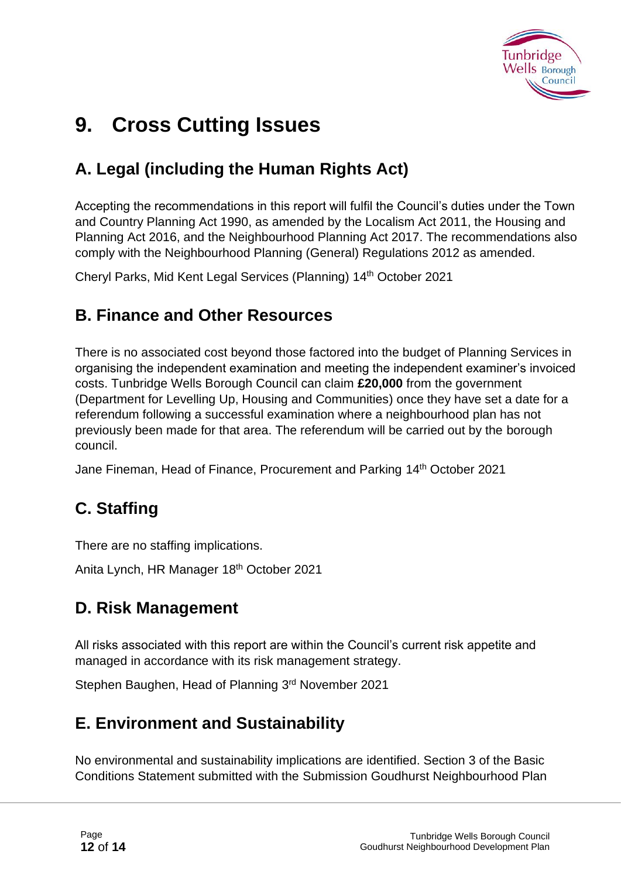# 9. Cross Cutting Issues

## A. Legal (including the Human Rights Act)

Accepting the recommendations in this report will fulfil the Council's duties under the Town and Country Planning Act 1990, as amended by the Localism Act 2011, the Housing and Planning Act 2016, and the Neighbourhood Planning Act 2017. The recommendations also comply with the Neighbourhood Planning (General) Regulations 2012 as amended.

Cheryl Parks, Mid Kent Legal Services (Planning) 14th October 2021

## B. Finance and Other Resources

There is no associated cost beyond those factored into the budget of Planning Services in organising the independent examination and meeting the independent examiner's invoiced costs. Tunbridge Wells Borough Council can claim **£20,000** from the government (Department for Levelling Up, Housing and Communities) once they have set a date for a referendum following a successful examination where a neighbourhood plan has not previously been made for that area. The referendum will be carried out by the borough council.

Jane Fineman, Head of Finance, Procurement and Parking 14th October 2021

## C. Staffing

There are no staffing implications.

Anita Lynch, HR Manager 18th October 2021

## D. Risk Management

All risks associated with this report are within the Council's current risk appetite and managed in accordance with its risk management strategy.

Stephen Baughen, Head of Planning 3rd November 2021

## E. Environment and Sustainability

No environmental and sustainability implications are identified. Section 3 of the Basic Conditions Statement submitted with the Submission Goudhurst Neighbourhood Plan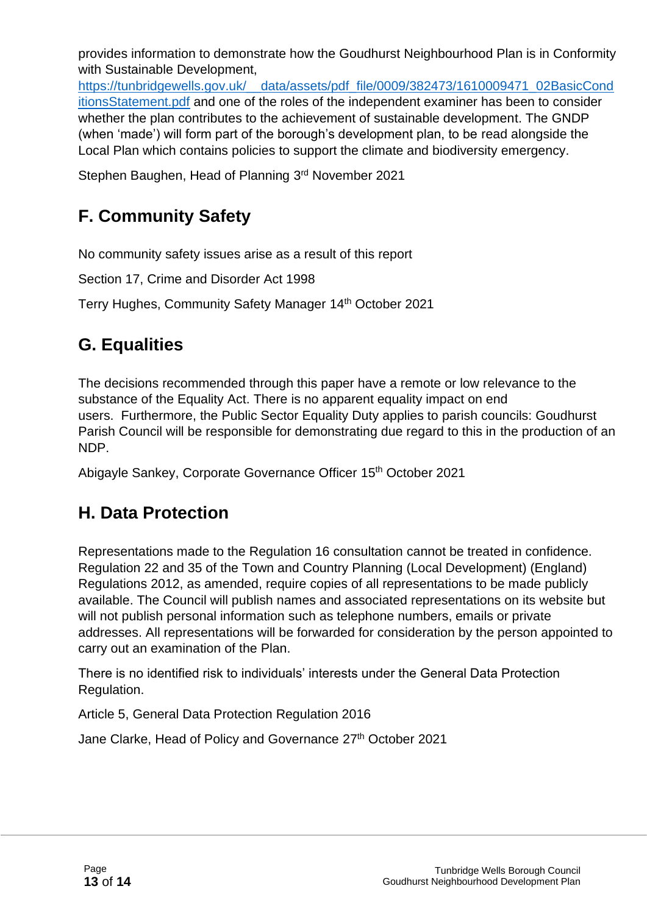provides information to demonstrate how the Goudhurst Neighbourhood Plan is in Conformity with Sustainable Development, https://tunbridgewells.gov.uk/__data/assets/pdf_file/0009/382473/1610009471_02BasicConditionsStatement.pdf and one of the roles of the independent examiner has been to consider whether the plan contributes to the achievement of sustainable development. The GNDP (when 'made') will form part of the borough's development plan, to be read alongside the Local Plan which contains policies to support the climate and biodiversity emergency.

Stephen Baughen, Head of Planning 3rd November 2021

## F. Community Safety

No community safety issues arise as a result of this report

Section 17, Crime and Disorder Act 1998

Terry Hughes, Community Safety Manager 14th October 2021

## G. Equalities

The decisions recommended through this paper have a remote or low relevance to the substance of the Equality Act. There is no apparent equality impact on end users. Furthermore, the Public Sector Equality Duty applies to parish councils: Goudhurst Parish Council will be responsible for demonstrating due regard to this in the production of an NDP.

Abigayle Sankey, Corporate Governance Officer 15th October 2021

## H. Data Protection

Representations made to the Regulation 16 consultation cannot be treated in confidence. Regulation 22 and 35 of the Town and Country Planning (Local Development) (England) Regulations 2012, as amended, require copies of all representations to be made publicly available. The Council will publish names and associated representations on its website but will not publish personal information such as telephone numbers, emails or private addresses. All representations will be forwarded for consideration by the person appointed to carry out an examination of the Plan.

There is no identified risk to individuals' interests under the General Data Protection Regulation.

Article 5, General Data Protection Regulation 2016

Jane Clarke, Head of Policy and Governance 27th October 2021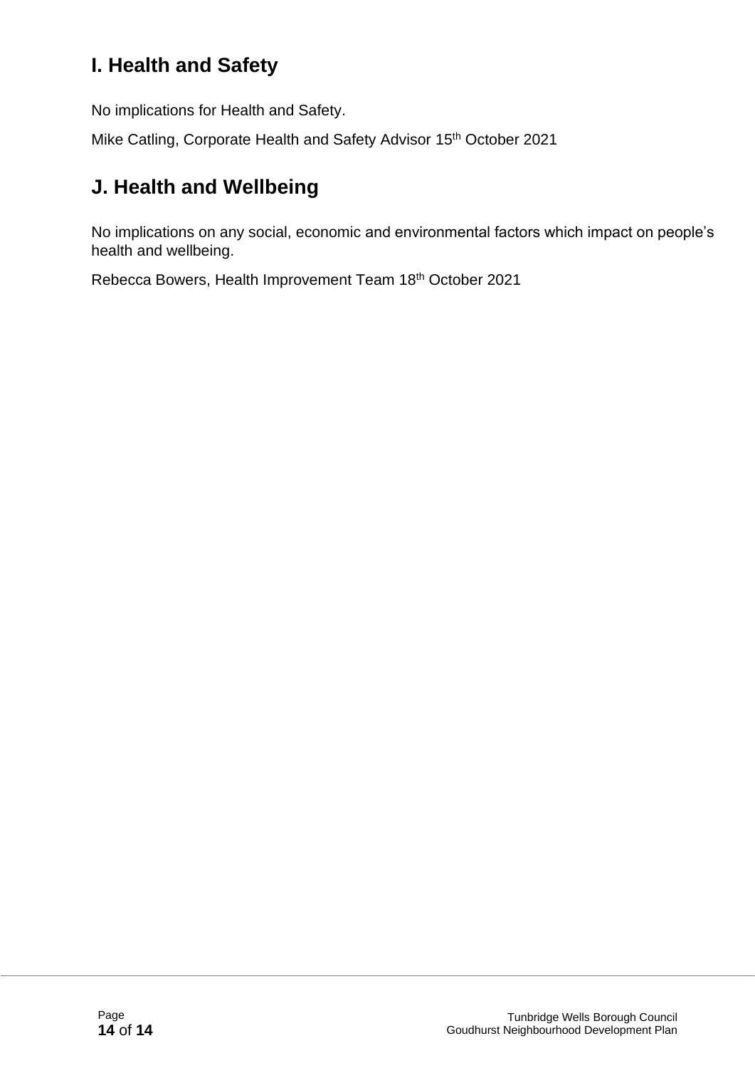## I. Health and Safety

No implications for Health and Safety.

Mike Catling, Corporate Health and Safety Advisor 15th October 2021

## J. Health and Wellbeing

No implications on any social, economic and environmental factors which impact on people's health and wellbeing.

Rebecca Bowers, Health Improvement Team 18th October 2021